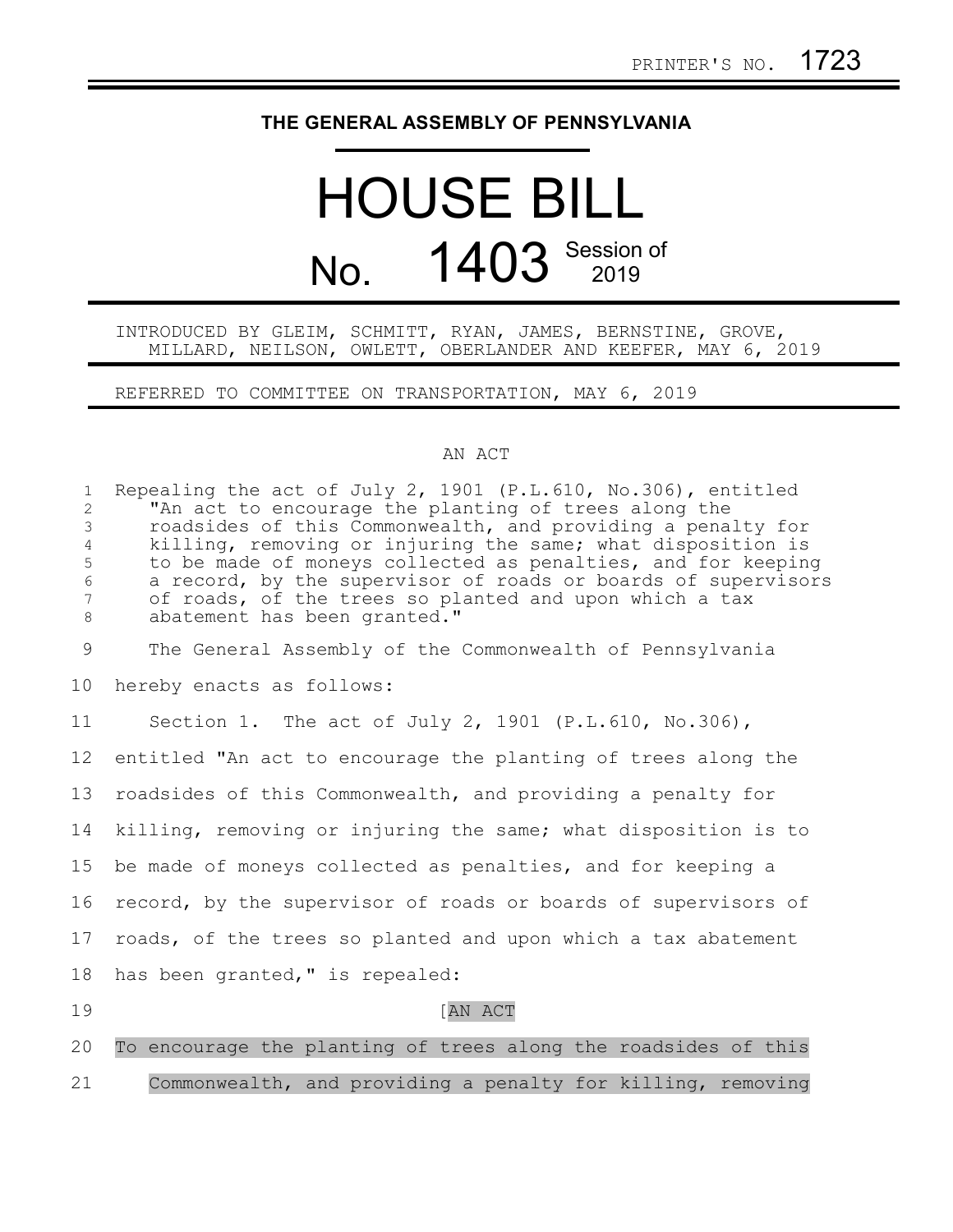PRINTER'S NO. 1723

THE GENERAL ASSEMBLY OF PENNSYLVANIA

# HOUSE BILL

# No. 1403 Session of 2019

INTRODUCED BY GLEIM, SCHMITT, RYAN, JAMES, BERNSTINE, GROVE, MILLARD, NEILSON, OWLETT, OBERLANDER AND KEEFER, MAY 6, 2019

REFERRED TO COMMITTEE ON TRANSPORTATION, MAY 6, 2019

AN ACT

Repealing the act of July 2, 1901 (P.L.610, No.306), entitled "An act to encourage the planting of trees along the roadsides of this Commonwealth, and providing a penalty for killing, removing or injuring the same; what disposition is to be made of moneys collected as penalties, and for keeping a record, by the supervisor of roads or boards of supervisors of roads, of the trees so planted and upon which a tax abatement has been granted."

The General Assembly of the Commonwealth of Pennsylvania hereby enacts as follows:

Section 1. The act of July 2, 1901 (P.L.610, No.306), entitled "An act to encourage the planting of trees along the roadsides of this Commonwealth, and providing a penalty for killing, removing or injuring the same; what disposition is to be made of moneys collected as penalties, and for keeping a record, by the supervisor of roads or boards of supervisors of roads, of the trees so planted and upon which a tax abatement has been granted," is repealed:

[AN ACT

To encourage the planting of trees along the roadsides of this Commonwealth, and providing a penalty for killing, removing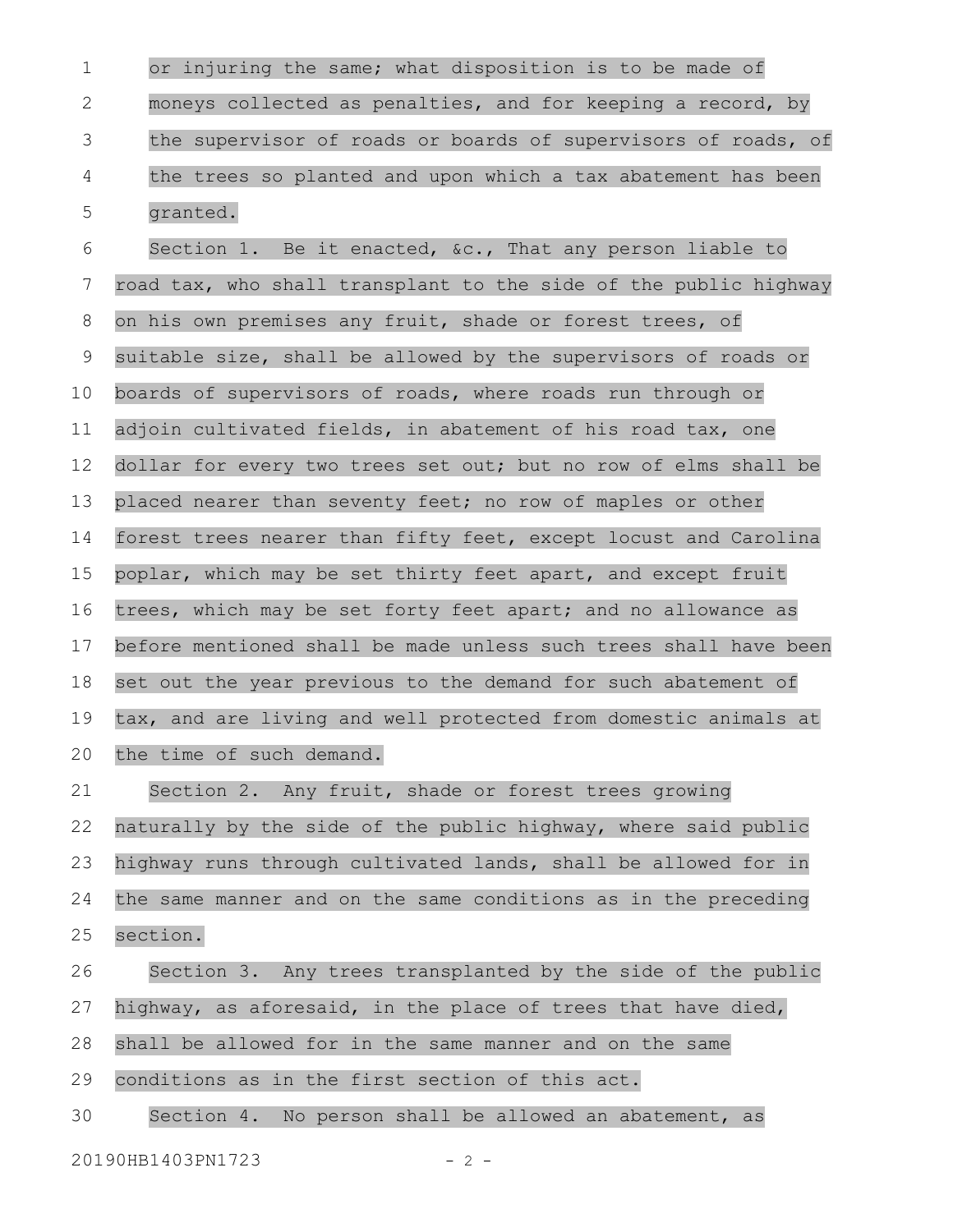or injuring the same; what disposition is to be made of moneys collected as penalties, and for keeping a record, by the supervisor of roads or boards of supervisors of roads, of the trees so planted and upon which a tax abatement has been granted.

Section 1. Be it enacted, &c., That any person liable to road tax, who shall transplant to the side of the public highway on his own premises any fruit, shade or forest trees, of suitable size, shall be allowed by the supervisors of roads or boards of supervisors of roads, where roads run through or adjoin cultivated fields, in abatement of his road tax, one dollar for every two trees set out; but no row of elms shall be placed nearer than seventy feet; no row of maples or other forest trees nearer than fifty feet, except locust and Carolina poplar, which may be set thirty feet apart, and except fruit trees, which may be set forty feet apart; and no allowance as before mentioned shall be made unless such trees shall have been set out the year previous to the demand for such abatement of tax, and are living and well protected from domestic animals at the time of such demand.

Section 2. Any fruit, shade or forest trees growing naturally by the side of the public highway, where said public highway runs through cultivated lands, shall be allowed for in the same manner and on the same conditions as in the preceding section.

Section 3. Any trees transplanted by the side of the public highway, as aforesaid, in the place of trees that have died, shall be allowed for in the same manner and on the same conditions as in the first section of this act.

Section 4. No person shall be allowed an abatement, as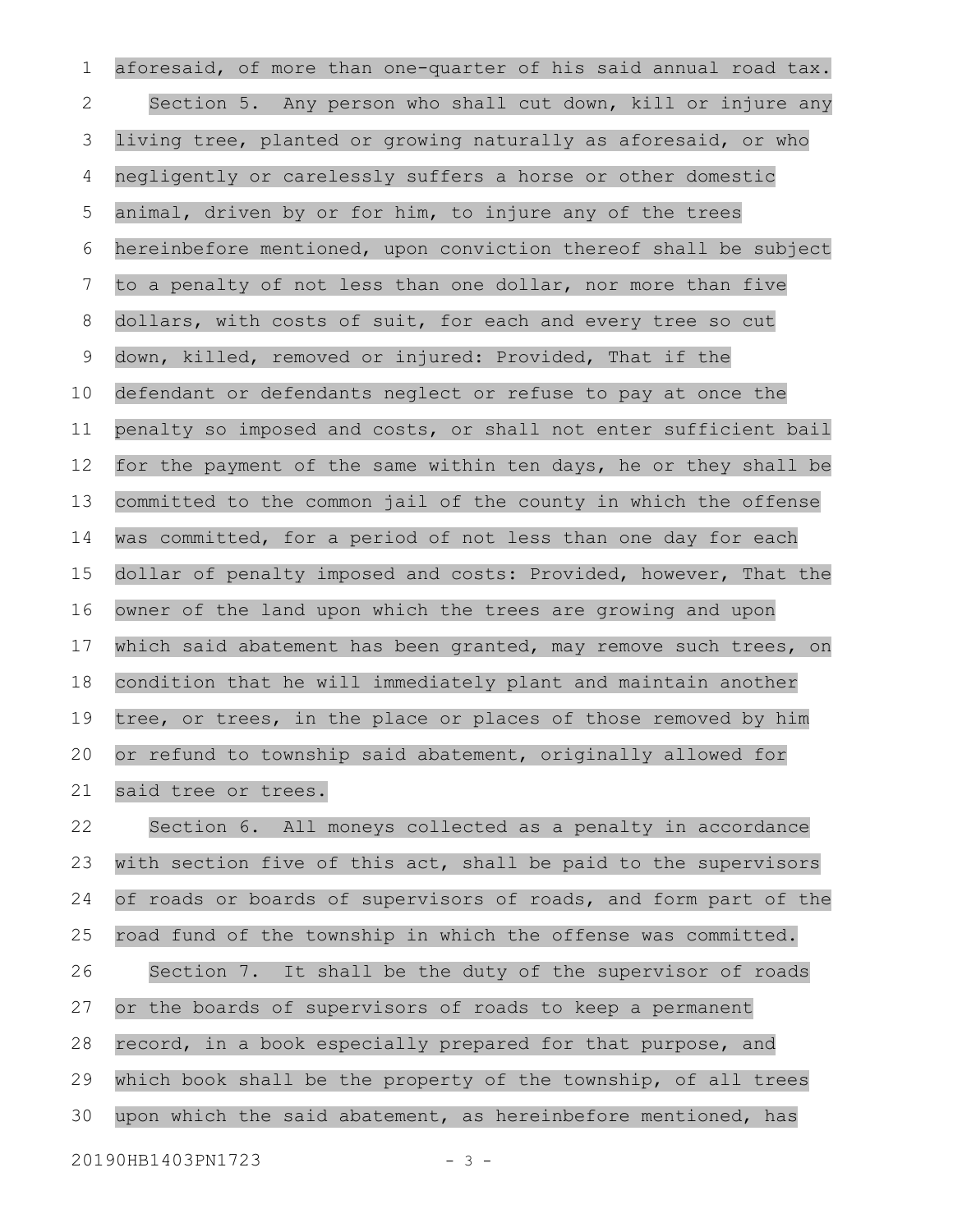aforesaid, of more than one-quarter of his said annual road tax.

Section 5. Any person who shall cut down, kill or injure any living tree, planted or growing naturally as aforesaid, or who negligently or carelessly suffers a horse or other domestic animal, driven by or for him, to injure any of the trees hereinbefore mentioned, upon conviction thereof shall be subject to a penalty of not less than one dollar, nor more than five dollars, with costs of suit, for each and every tree so cut down, killed, removed or injured: Provided, That if the defendant or defendants neglect or refuse to pay at once the penalty so imposed and costs, or shall not enter sufficient bail for the payment of the same within ten days, he or they shall be committed to the common jail of the county in which the offense was committed, for a period of not less than one day for each dollar of penalty imposed and costs: Provided, however, That the owner of the land upon which the trees are growing and upon which said abatement has been granted, may remove such trees, on condition that he will immediately plant and maintain another tree, or trees, in the place or places of those removed by him or refund to township said abatement, originally allowed for said tree or trees.

Section 6. All moneys collected as a penalty in accordance with section five of this act, shall be paid to the supervisors of roads or boards of supervisors of roads, and form part of the road fund of the township in which the offense was committed.

Section 7. It shall be the duty of the supervisor of roads or the boards of supervisors of roads to keep a permanent record, in a book especially prepared for that purpose, and which book shall be the property of the township, of all trees upon which the said abatement, as hereinbefore mentioned, has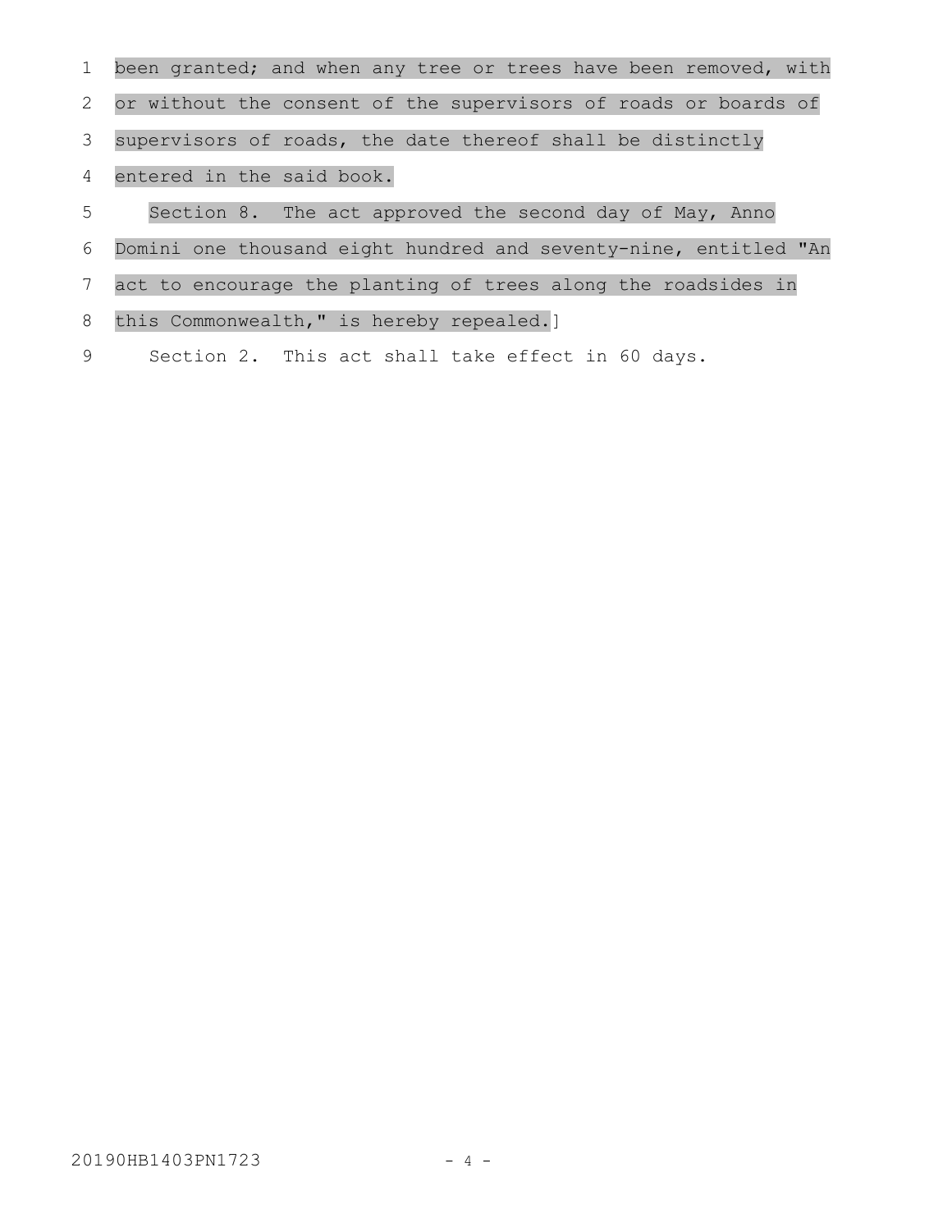been granted; and when any tree or trees have been removed, with or without the consent of the supervisors of roads or boards of supervisors of roads, the date thereof shall be distinctly entered in the said book.

Section 8. The act approved the second day of May, Anno Domini one thousand eight hundred and seventy-nine, entitled "An act to encourage the planting of trees along the roadsides in this Commonwealth," is hereby repealed.]

Section 2. This act shall take effect in 60 days.